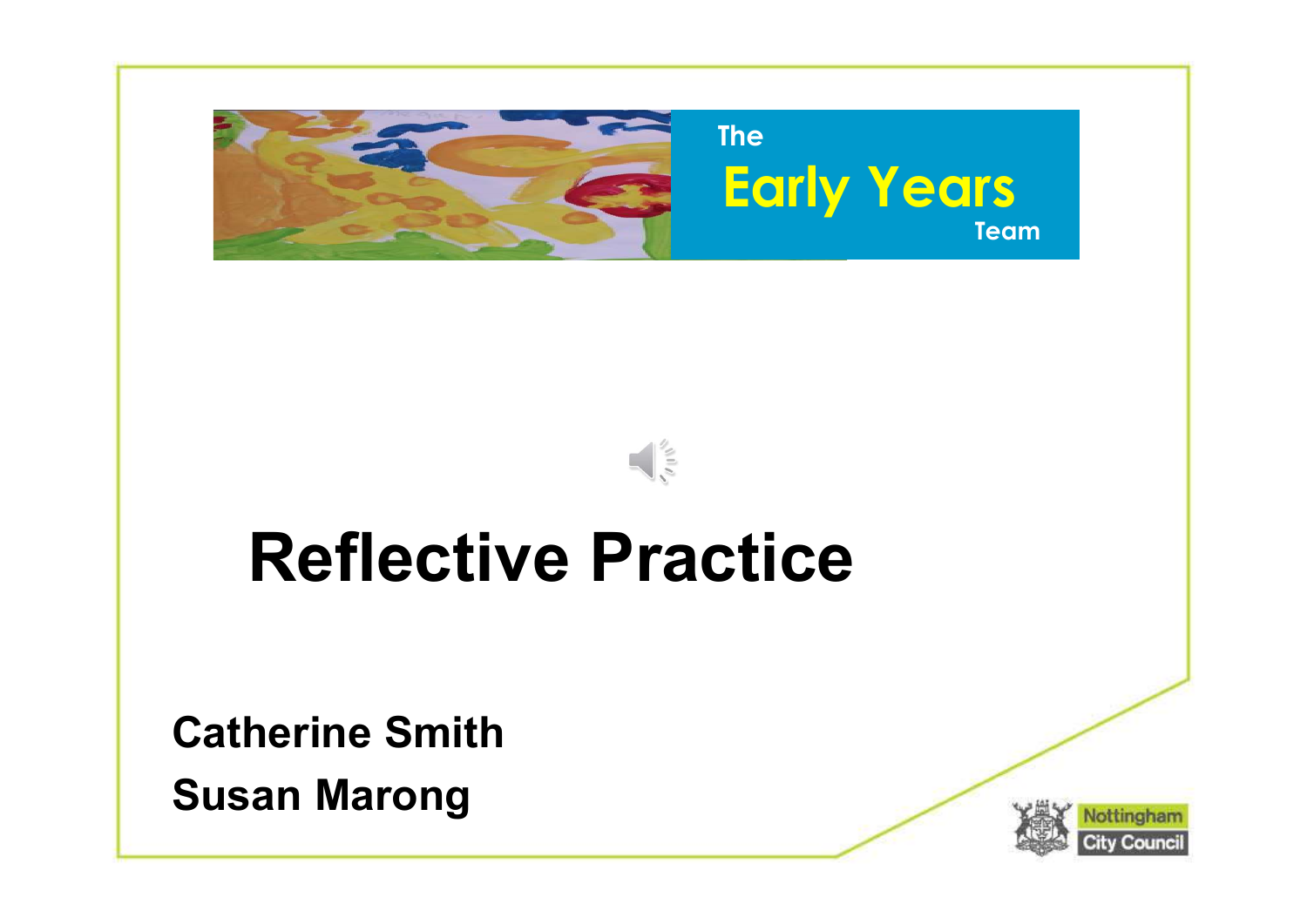The

Early Years

Team

# Reflective Practice

**Catherine Smith**

**Susan Marong**

Nottingham City Council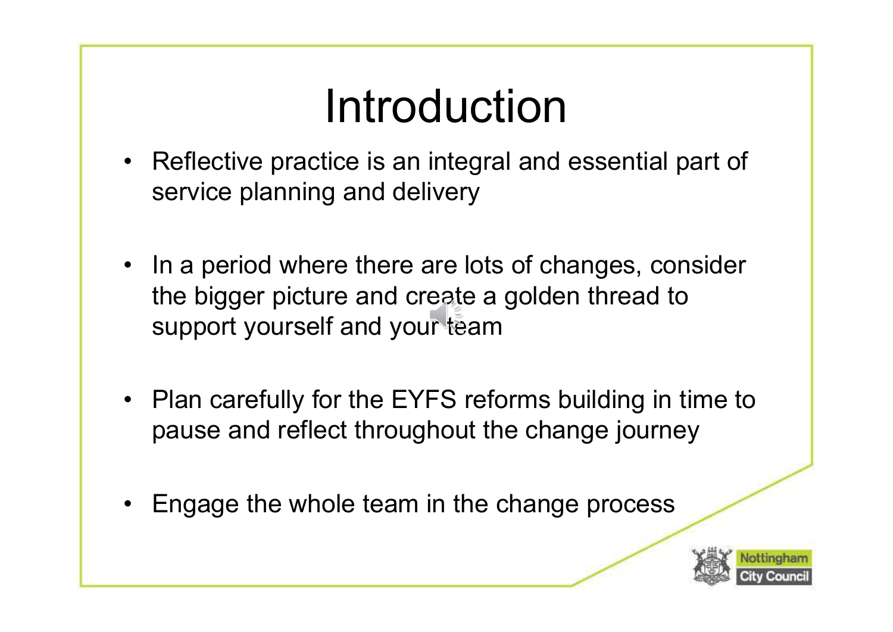# Introduction

- Reflective practice is an integral and essential part of service planning and delivery
- In a period where there are lots of changes, consider the bigger picture and create a golden thread to support yourself and your team
- Plan carefully for the EYFS reforms building in time to pause and reflect throughout the change journey
- Engage the whole team in the change process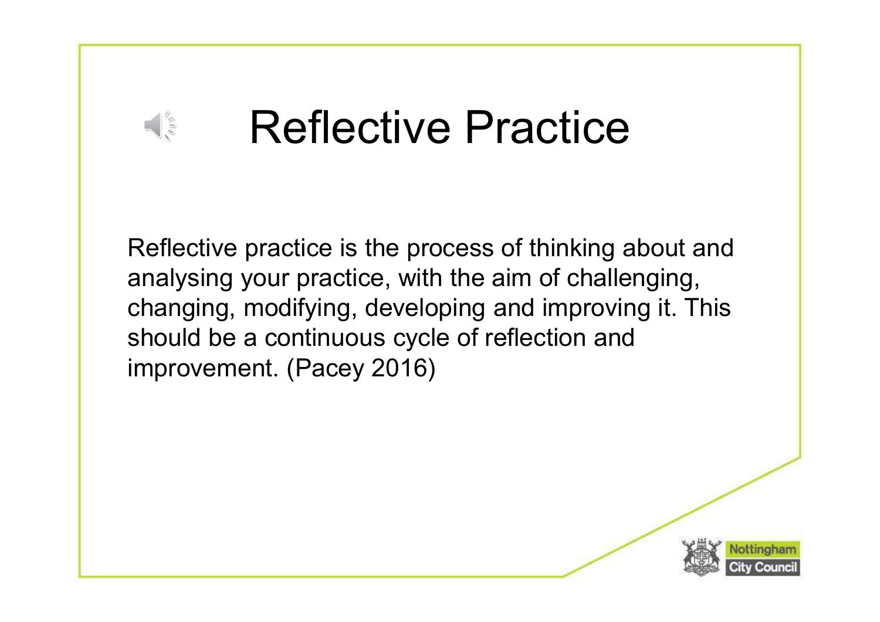# Reflective Practice

Reflective practice is the process of thinking about and analysing your practice, with the aim of challenging, changing, modifying, developing and improving it. This should be a continuous cycle of reflection and improvement. (Pacey 2016)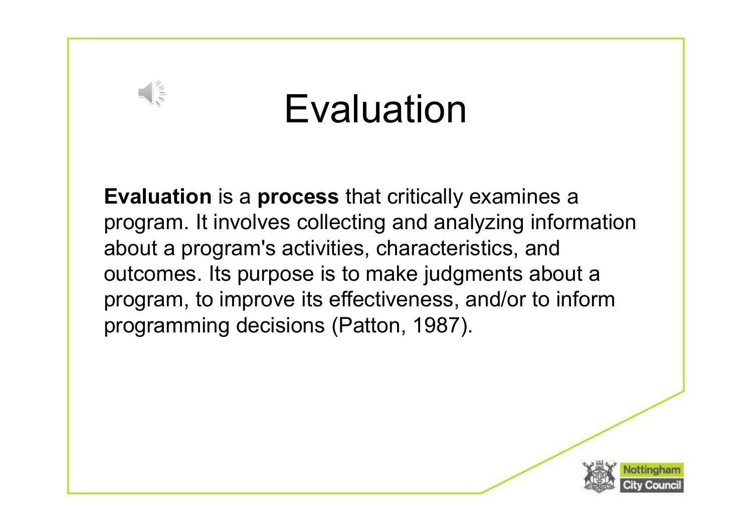# Evaluation

**Evaluation** is a **process** that critically examines a program. It involves collecting and analyzing information about a program's activities, characteristics, and outcomes. Its purpose is to make judgments about a program, to improve its effectiveness, and/or to inform programming decisions (Patton, 1987).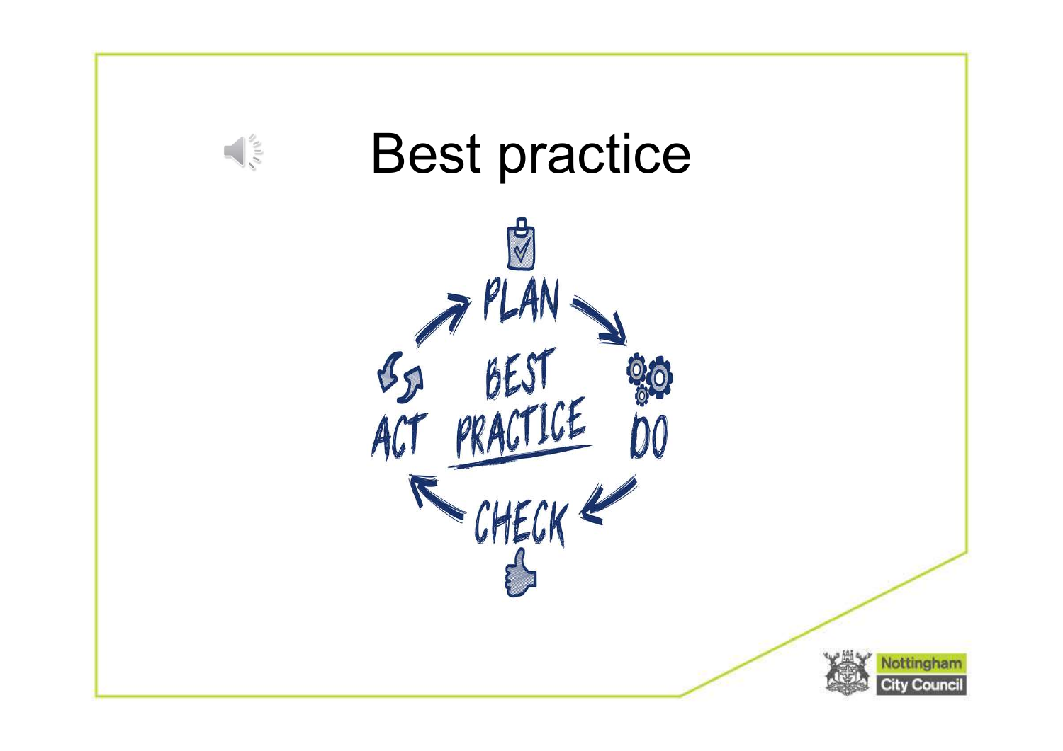# Best practice

PLAN

DO

CHECK

ACT

BEST PRACTICE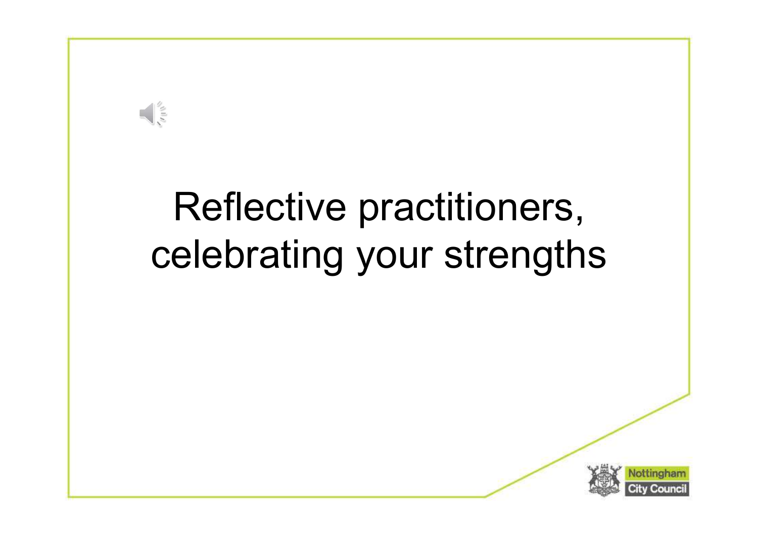# Reflective practitioners, celebrating your strengths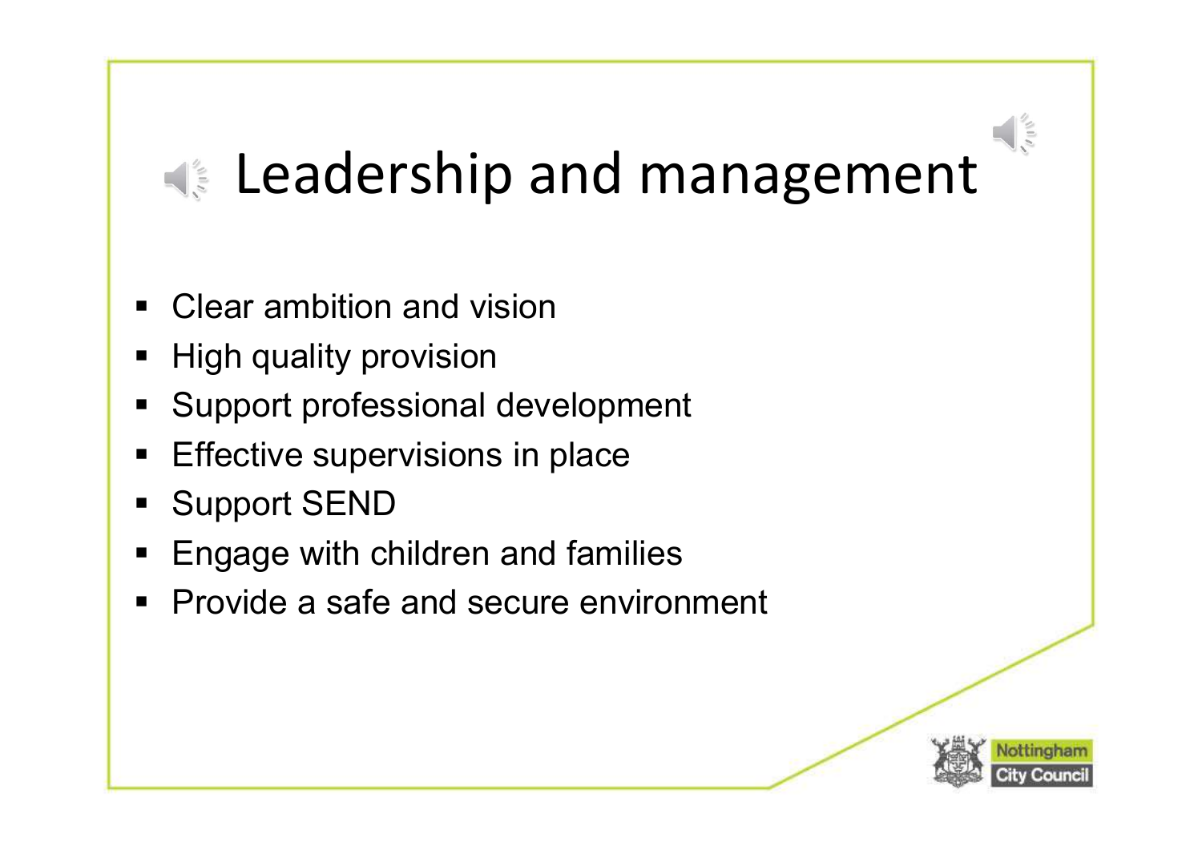# Leadership and management

- Clear ambition and vision
- High quality provision
- Support professional development
- Effective supervisions in place
- Support SEND
- Engage with children and families
- Provide a safe and secure environment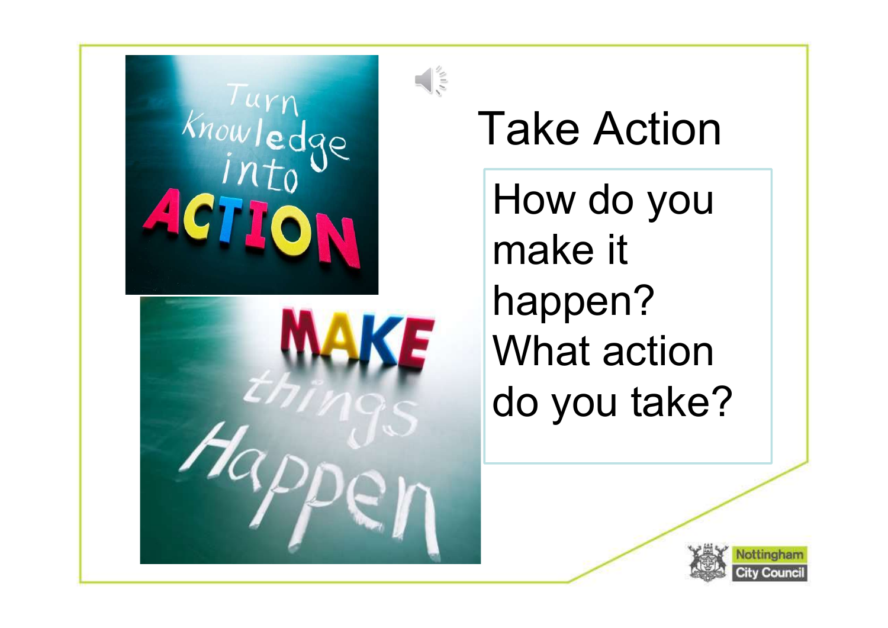# Take Action

How do you make it happen?
What action do you take?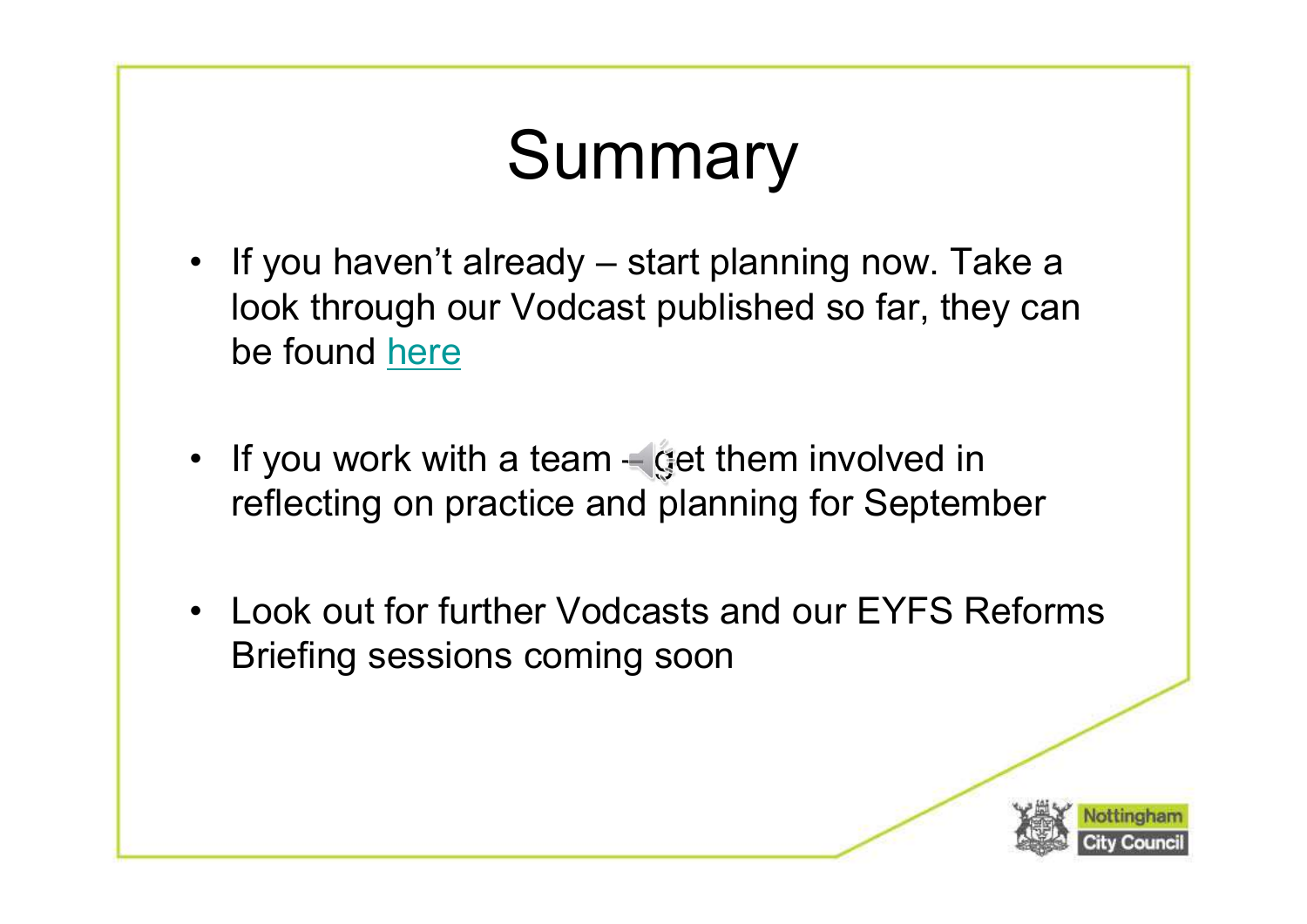# Summary

- If you haven't already – start planning now. Take a look through our Vodcast published so far, they can be found here
- If you work with a team – get them involved in reflecting on practice and planning for September
- Look out for further Vodcasts and our EYFS Reforms Briefing sessions coming soon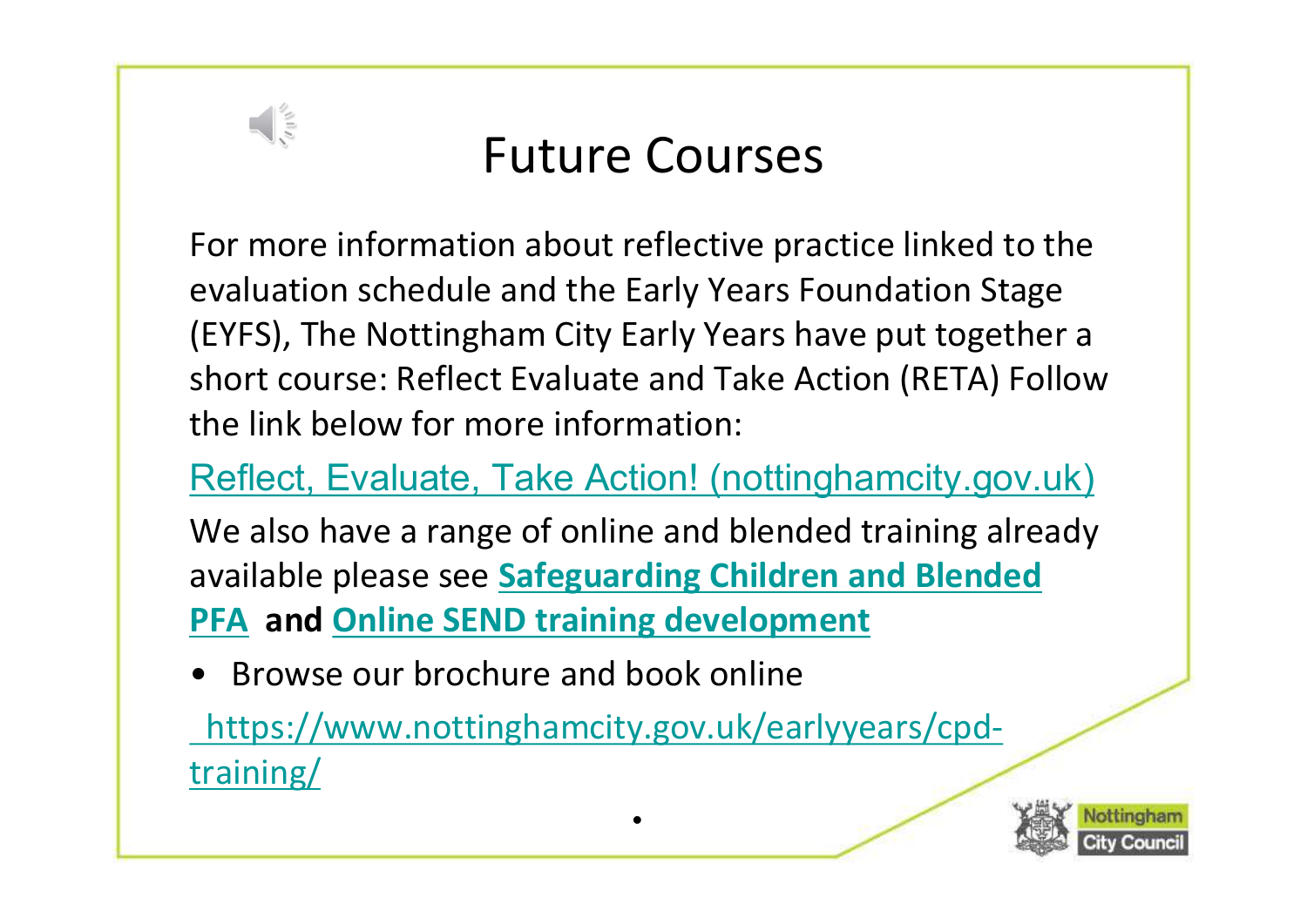# Future Courses

For more information about reflective practice linked to the evaluation schedule and the Early Years Foundation Stage (EYFS), The Nottingham City Early Years have put together a short course: Reflect Evaluate and Take Action (RETA) Follow the link below for more information:

Reflect, Evaluate, Take Action! (nottinghamcity.gov.uk)

We also have a range of online and blended training already available please see **Safeguarding Children and Blended PFA** **and** **Online SEND training development**

- Browse our brochure and book online

https://www.nottinghamcity.gov.uk/earlyyears/cpd-training/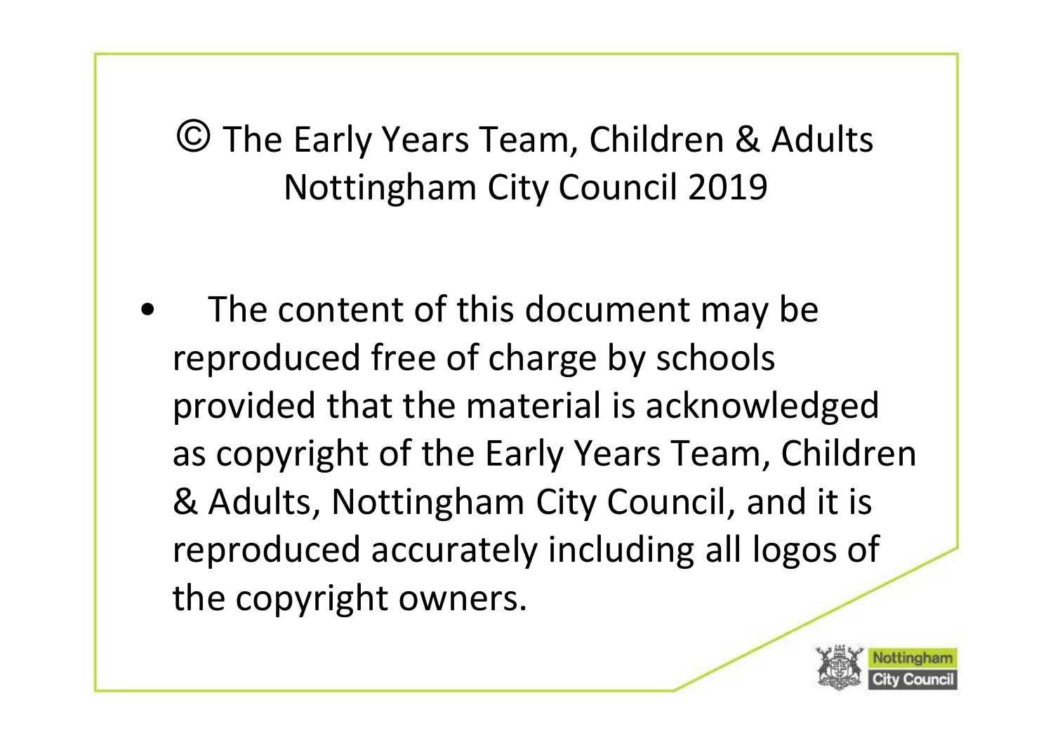© The Early Years Team, Children & Adults Nottingham City Council 2019

- The content of this document may be reproduced free of charge by schools provided that the material is acknowledged as copyright of the Early Years Team, Children & Adults, Nottingham City Council, and it is reproduced accurately including all logos of the copyright owners.

Nottingham City Council